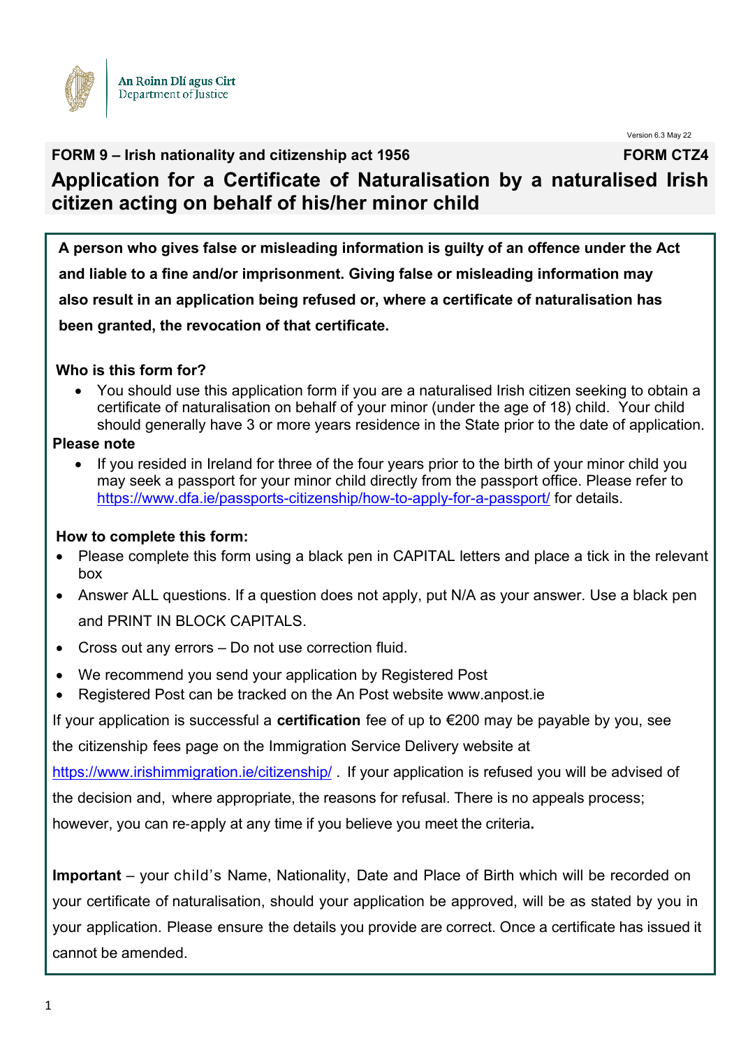An Roinn Dlí agus Cirt
Department of Justice

Version 6.3 May 22

**FORM 9 – Irish nationality and citizenship act 1956** **FORM CTZ4**

# Application for a Certificate of Naturalisation by a naturalised Irish citizen acting on behalf of his/her minor child

**A person who gives false or misleading information is guilty of an offence under the Act and liable to a fine and/or imprisonment. Giving false or misleading information may also result in an application being refused or, where a certificate of naturalisation has been granted, the revocation of that certificate.**

**Who is this form for?**

- You should use this application form if you are a naturalised Irish citizen seeking to obtain a certificate of naturalisation on behalf of your minor (under the age of 18) child. Your child should generally have 3 or more years residence in the State prior to the date of application.

**Please note**

- If you resided in Ireland for three of the four years prior to the birth of your minor child you may seek a passport for your minor child directly from the passport office. Please refer to https://www.dfa.ie/passports-citizenship/how-to-apply-for-a-passport/ for details.

**How to complete this form:**

- Please complete this form using a black pen in CAPITAL letters and place a tick in the relevant box
- Answer ALL questions. If a question does not apply, put N/A as your answer. Use a black pen and PRINT IN BLOCK CAPITALS.
- Cross out any errors – Do not use correction fluid.
- We recommend you send your application by Registered Post
- Registered Post can be tracked on the An Post website www.anpost.ie

If your application is successful a **certification** fee of up to €200 may be payable by you, see the citizenship fees page on the Immigration Service Delivery website at https://www.irishimmigration.ie/citizenship/ . If your application is refused you will be advised of the decision and, where appropriate, the reasons for refusal. There is no appeals process; however, you can re-apply at any time if you believe you meet the criteria**.**

**Important** – your child's Name, Nationality, Date and Place of Birth which will be recorded on your certificate of naturalisation, should your application be approved, will be as stated by you in your application. Please ensure the details you provide are correct. Once a certificate has issued it cannot be amended.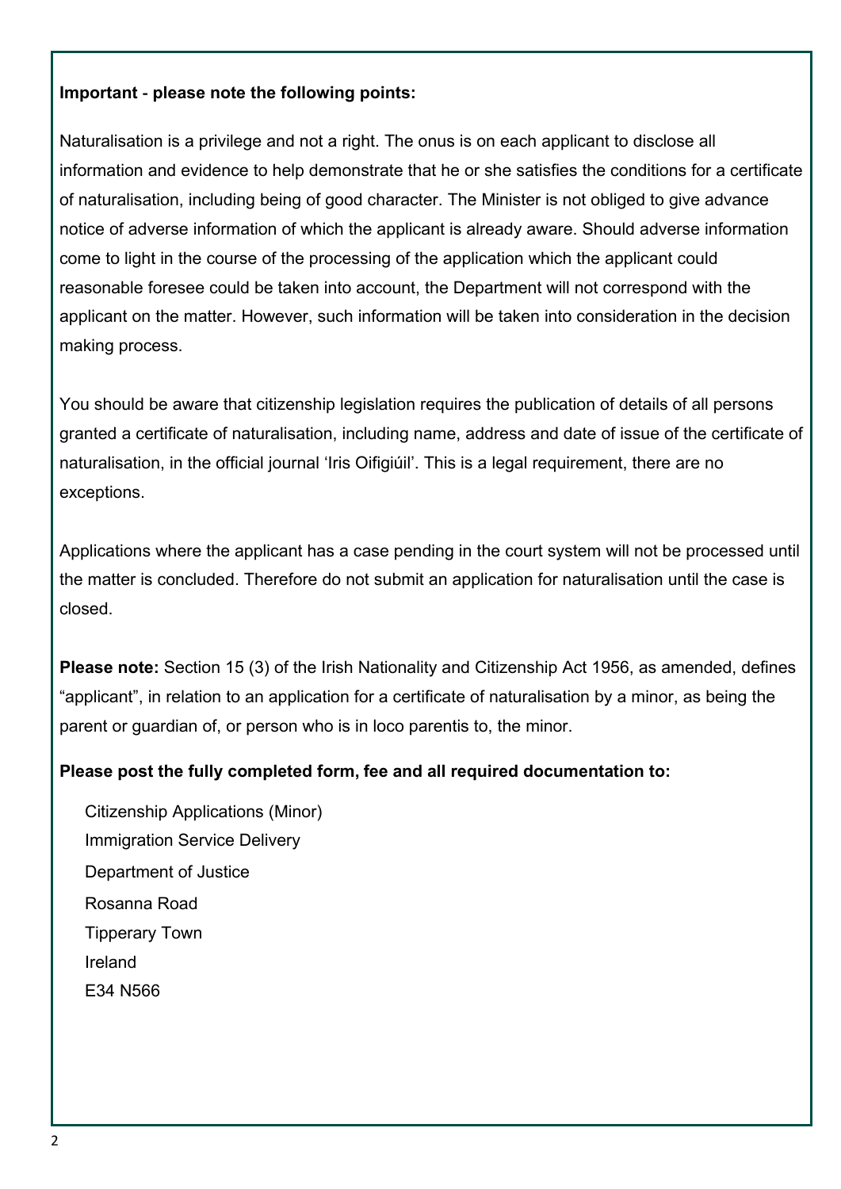**Important - please note the following points:**

Naturalisation is a privilege and not a right. The onus is on each applicant to disclose all information and evidence to help demonstrate that he or she satisfies the conditions for a certificate of naturalisation, including being of good character. The Minister is not obliged to give advance notice of adverse information of which the applicant is already aware. Should adverse information come to light in the course of the processing of the application which the applicant could reasonable foresee could be taken into account, the Department will not correspond with the applicant on the matter. However, such information will be taken into consideration in the decision making process.

You should be aware that citizenship legislation requires the publication of details of all persons granted a certificate of naturalisation, including name, address and date of issue of the certificate of naturalisation, in the official journal 'Iris Oifigiúil'. This is a legal requirement, there are no exceptions.

Applications where the applicant has a case pending in the court system will not be processed until the matter is concluded. Therefore do not submit an application for naturalisation until the case is closed.

**Please note:** Section 15 (3) of the Irish Nationality and Citizenship Act 1956, as amended, defines "applicant", in relation to an application for a certificate of naturalisation by a minor, as being the parent or guardian of, or person who is in loco parentis to, the minor.

**Please post the fully completed form, fee and all required documentation to:**

Citizenship Applications (Minor)
Immigration Service Delivery
Department of Justice
Rosanna Road
Tipperary Town
Ireland
E34 N566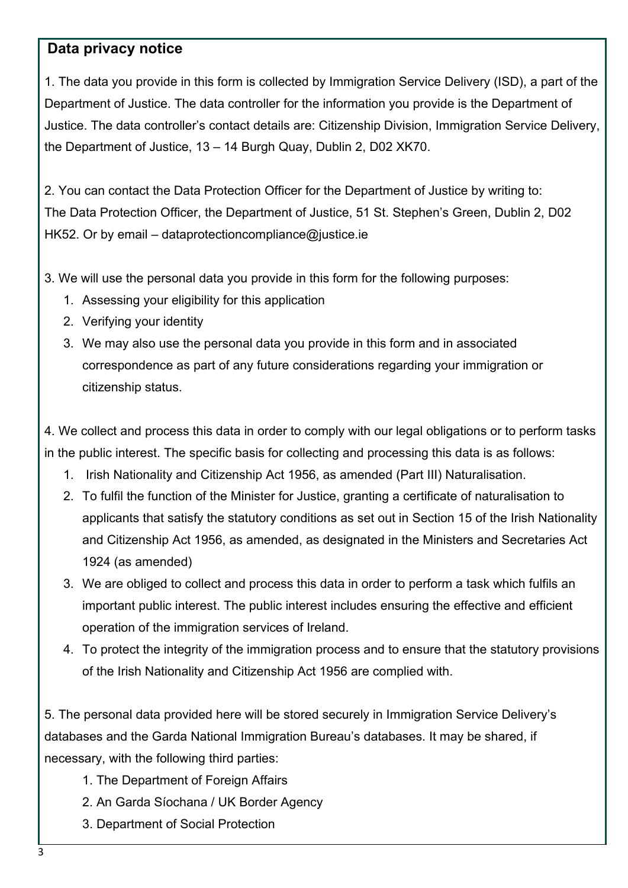## Data privacy notice

1. The data you provide in this form is collected by Immigration Service Delivery (ISD), a part of the Department of Justice. The data controller for the information you provide is the Department of Justice. The data controller's contact details are: Citizenship Division, Immigration Service Delivery, the Department of Justice, 13 – 14 Burgh Quay, Dublin 2, D02 XK70.

2. You can contact the Data Protection Officer for the Department of Justice by writing to: The Data Protection Officer, the Department of Justice, 51 St. Stephen's Green, Dublin 2, D02 HK52. Or by email – dataprotectioncompliance@justice.ie

3. We will use the personal data you provide in this form for the following purposes:
   1. Assessing your eligibility for this application
   2. Verifying your identity
   3. We may also use the personal data you provide in this form and in associated correspondence as part of any future considerations regarding your immigration or citizenship status.

4. We collect and process this data in order to comply with our legal obligations or to perform tasks in the public interest. The specific basis for collecting and processing this data is as follows:
   1. Irish Nationality and Citizenship Act 1956, as amended (Part III) Naturalisation.
   2. To fulfil the function of the Minister for Justice, granting a certificate of naturalisation to applicants that satisfy the statutory conditions as set out in Section 15 of the Irish Nationality and Citizenship Act 1956, as amended, as designated in the Ministers and Secretaries Act 1924 (as amended)
   3. We are obliged to collect and process this data in order to perform a task which fulfils an important public interest. The public interest includes ensuring the effective and efficient operation of the immigration services of Ireland.
   4. To protect the integrity of the immigration process and to ensure that the statutory provisions of the Irish Nationality and Citizenship Act 1956 are complied with.

5. The personal data provided here will be stored securely in Immigration Service Delivery's databases and the Garda National Immigration Bureau's databases. It may be shared, if necessary, with the following third parties:
   1. The Department of Foreign Affairs
   2. An Garda Síochana / UK Border Agency
   3. Department of Social Protection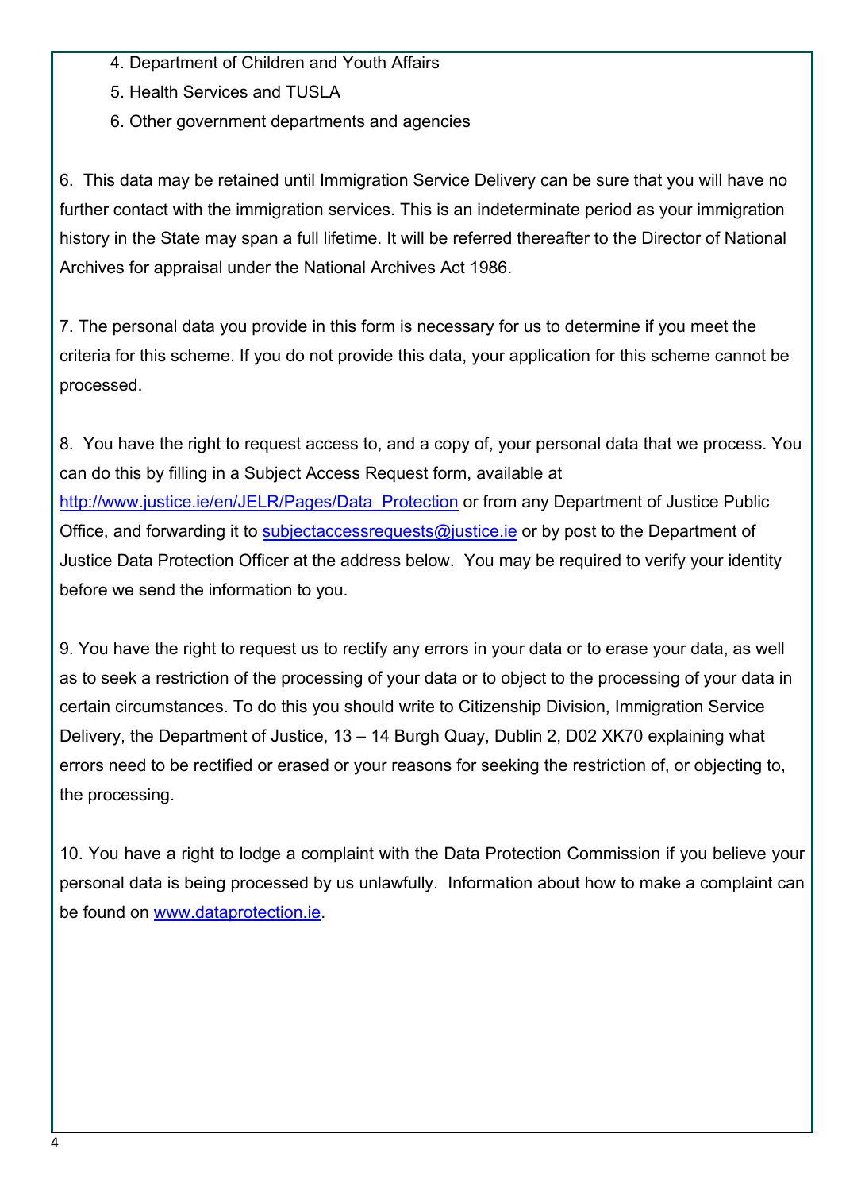4. Department of Children and Youth Affairs
5. Health Services and TUSLA
6. Other government departments and agencies

6. This data may be retained until Immigration Service Delivery can be sure that you will have no further contact with the immigration services. This is an indeterminate period as your immigration history in the State may span a full lifetime. It will be referred thereafter to the Director of National Archives for appraisal under the National Archives Act 1986.

7. The personal data you provide in this form is necessary for us to determine if you meet the criteria for this scheme. If you do not provide this data, your application for this scheme cannot be processed.

8. You have the right to request access to, and a copy of, your personal data that we process. You can do this by filling in a Subject Access Request form, available at http://www.justice.ie/en/JELR/Pages/Data_Protection or from any Department of Justice Public Office, and forwarding it to subjectaccessrequests@justice.ie or by post to the Department of Justice Data Protection Officer at the address below. You may be required to verify your identity before we send the information to you.

9. You have the right to request us to rectify any errors in your data or to erase your data, as well as to seek a restriction of the processing of your data or to object to the processing of your data in certain circumstances. To do this you should write to Citizenship Division, Immigration Service Delivery, the Department of Justice, 13 – 14 Burgh Quay, Dublin 2, D02 XK70 explaining what errors need to be rectified or erased or your reasons for seeking the restriction of, or objecting to, the processing.

10. You have a right to lodge a complaint with the Data Protection Commission if you believe your personal data is being processed by us unlawfully. Information about how to make a complaint can be found on www.dataprotection.ie.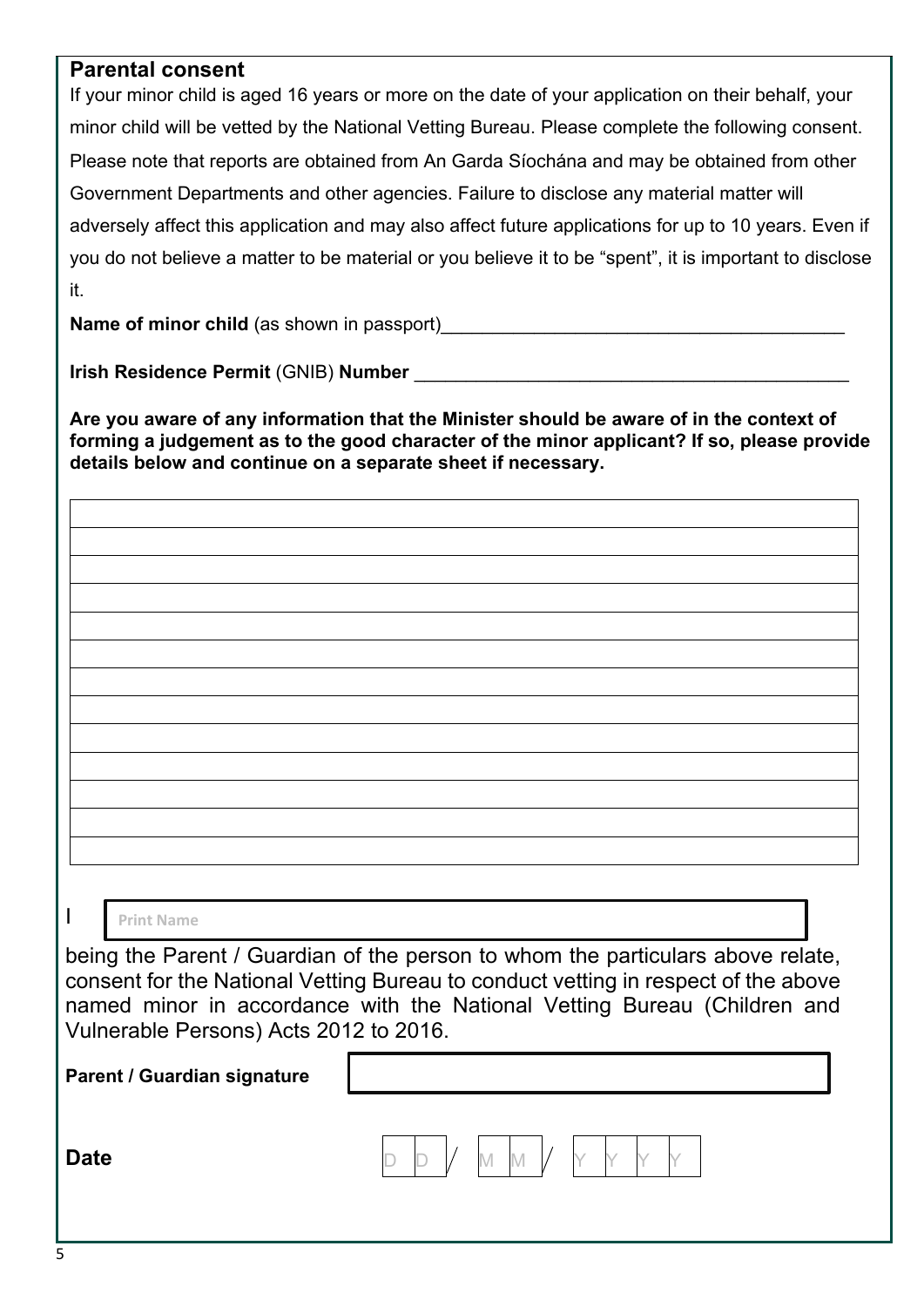## Parental consent

If your minor child is aged 16 years or more on the date of your application on their behalf, your minor child will be vetted by the National Vetting Bureau. Please complete the following consent. Please note that reports are obtained from An Garda Síochána and may be obtained from other Government Departments and other agencies. Failure to disclose any material matter will adversely affect this application and may also affect future applications for up to 10 years. Even if you do not believe a matter to be material or you believe it to be "spent", it is important to disclose it.

**Name of minor child** (as shown in passport)________________________________________

**Irish Residence Permit** (GNIB) **Number** ___________________________________________

**Are you aware of any information that the Minister should be aware of in the context of forming a judgement as to the good character of the minor applicant? If so, please provide details below and continue on a separate sheet if necessary.**

| |
|---|
| |
| |
| |
| |
| |
| |
| |
| |
| |
| |
| |
| |

I [Print Name]

being the Parent / Guardian of the person to whom the particulars above relate, consent for the National Vetting Bureau to conduct vetting in respect of the above named minor in accordance with the National Vetting Bureau (Children and Vulnerable Persons) Acts 2012 to 2016.

**Parent / Guardian signature** ____________________

**Date** D D / M M / Y Y Y Y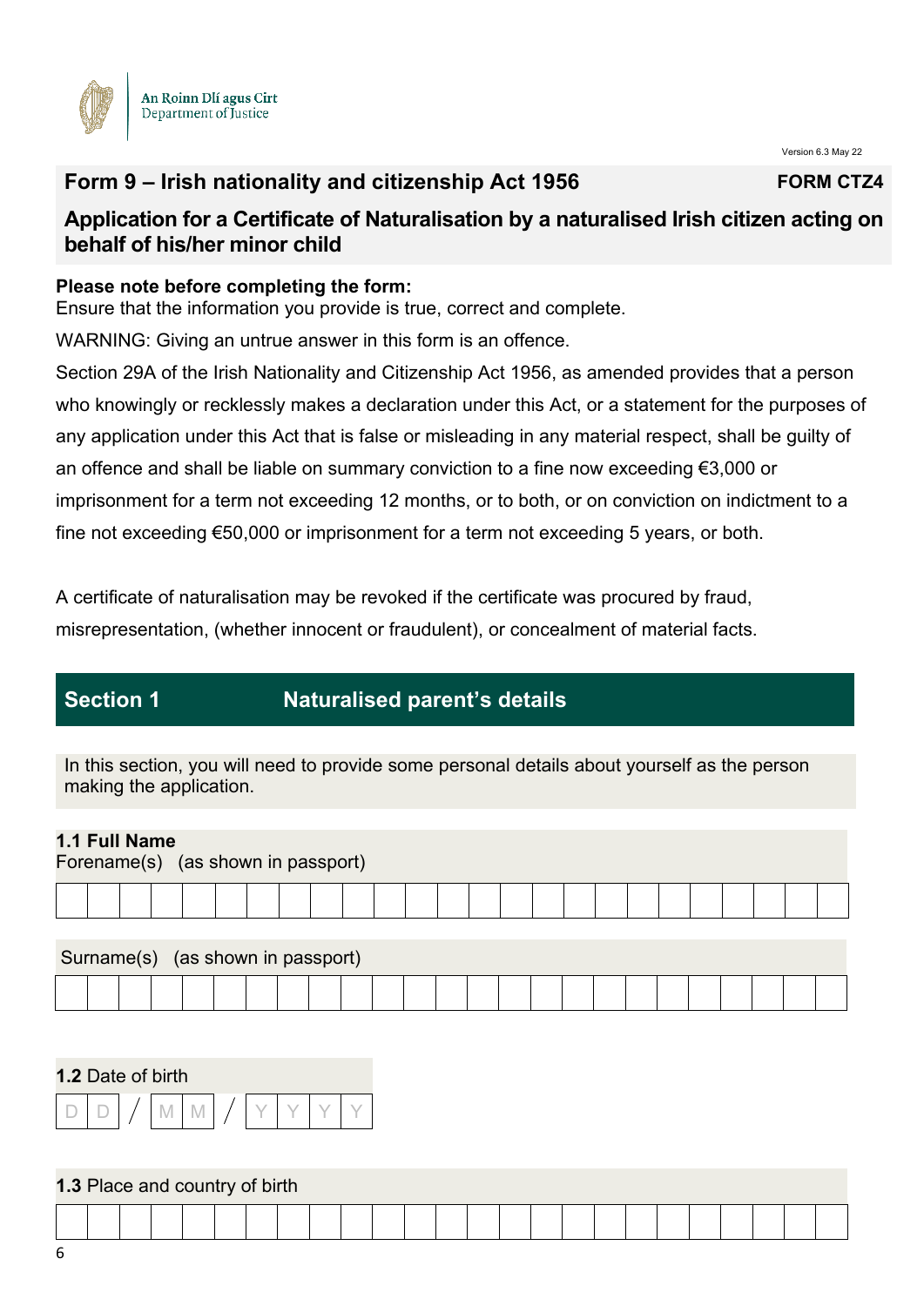An Roinn Dlí agus Cirt
Department of Justice

Version 6.3 May 22

## Form 9 – Irish nationality and citizenship Act 1956 — FORM CTZ4

## Application for a Certificate of Naturalisation by a naturalised Irish citizen acting on behalf of his/her minor child

**Please note before completing the form:**
Ensure that the information you provide is true, correct and complete.

WARNING: Giving an untrue answer in this form is an offence.

Section 29A of the Irish Nationality and Citizenship Act 1956, as amended provides that a person who knowingly or recklessly makes a declaration under this Act, or a statement for the purposes of any application under this Act that is false or misleading in any material respect, shall be guilty of an offence and shall be liable on summary conviction to a fine now exceeding €3,000 or imprisonment for a term not exceeding 12 months, or to both, or on conviction on indictment to a fine not exceeding €50,000 or imprisonment for a term not exceeding 5 years, or both.

A certificate of naturalisation may be revoked if the certificate was procured by fraud, misrepresentation, (whether innocent or fraudulent), or concealment of material facts.

## Section 1 Naturalised parent's details

In this section, you will need to provide some personal details about yourself as the person making the application.

**1.1 Full Name**

Forename(s) (as shown in passport)

| | | | | | | | | | | | | | | | | | | | | | | | | |
|---|---|---|---|---|---|---|---|---|---|---|---|---|---|---|---|---|---|---|---|---|---|---|---|---|

Surname(s) (as shown in passport)

| | | | | | | | | | | | | | | | | | | | | | | | | |
|---|---|---|---|---|---|---|---|---|---|---|---|---|---|---|---|---|---|---|---|---|---|---|---|---|

**1.2** Date of birth

| D | D | / | M | M | / | Y | Y | Y | Y |
|---|---|---|---|---|---|---|---|---|---|

**1.3** Place and country of birth

| | | | | | | | | | | | | | | | | | | | | | | | | |
|---|---|---|---|---|---|---|---|---|---|---|---|---|---|---|---|---|---|---|---|---|---|---|---|---|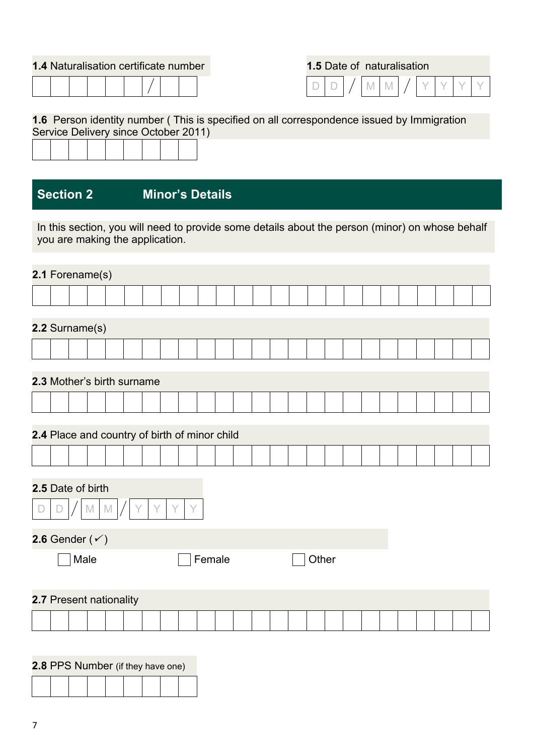**1.4** Naturalisation certificate number

| | | | | | | | | |
|---|---|---|---|---|---|---|---|---|
| | | | | | | / | | |

**1.5** Date of naturalisation

D D / M M / Y Y Y Y

**1.6** Person identity number ( This is specified on all correspondence issued by Immigration Service Delivery since October 2011)

| | | | | | | | | |
|---|---|---|---|---|---|---|---|---|
| | | | | | | | | |

## Section 2 Minor's Details

In this section, you will need to provide some details about the person (minor) on whose behalf you are making the application.

**2.1** Forename(s)

**2.2** Surname(s)

**2.3** Mother's birth surname

**2.4** Place and country of birth of minor child

**2.5** Date of birth

D D / M M / Y Y Y Y

**2.6** Gender (✓)

☐ Male ☐ Female ☐ Other

**2.7** Present nationality

**2.8** PPS Number (if they have one)

| | | | | | | | | |
|---|---|---|---|---|---|---|---|---|
| | | | | | | | | |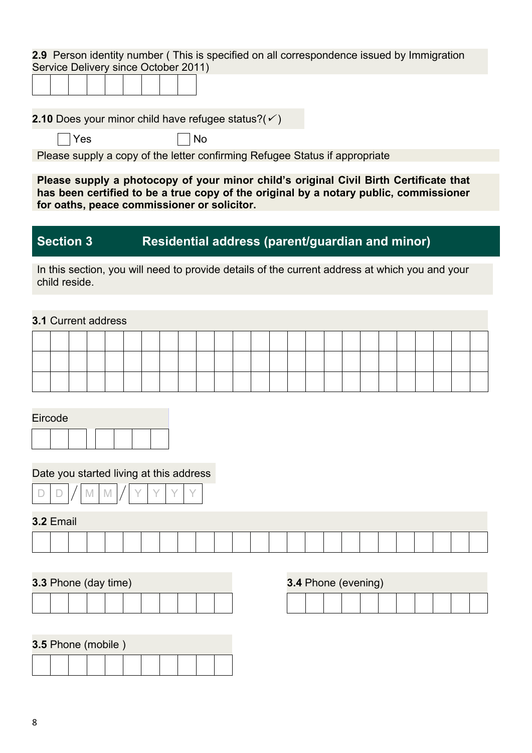**2.9** Person identity number ( This is specified on all correspondence issued by Immigration Service Delivery since October 2011)

| | | | | | | | | |
|---|---|---|---|---|---|---|---|---|
| | | | | | | | | |

**2.10** Does your minor child have refugee status?(✓)

☐ Yes ☐ No

Please supply a copy of the letter confirming Refugee Status if appropriate

**Please supply a photocopy of your minor child's original Civil Birth Certificate that has been certified to be a true copy of the original by a notary public, commissioner for oaths, peace commissioner or solicitor.**

## Section 3 Residential address (parent/guardian and minor)

In this section, you will need to provide details of the current address at which you and your child reside.

**3.1** Current address

______________________________________________

______________________________________________

______________________________________________

Eircode

| | | | | | | |
|---|---|---|---|---|---|---|
| | | | | | | |

Date you started living at this address

D D / M M / Y Y Y Y

**3.2** Email

______________________________________________

**3.3** Phone (day time)

______________________

**3.4** Phone (evening)

______________________

**3.5** Phone (mobile )

______________________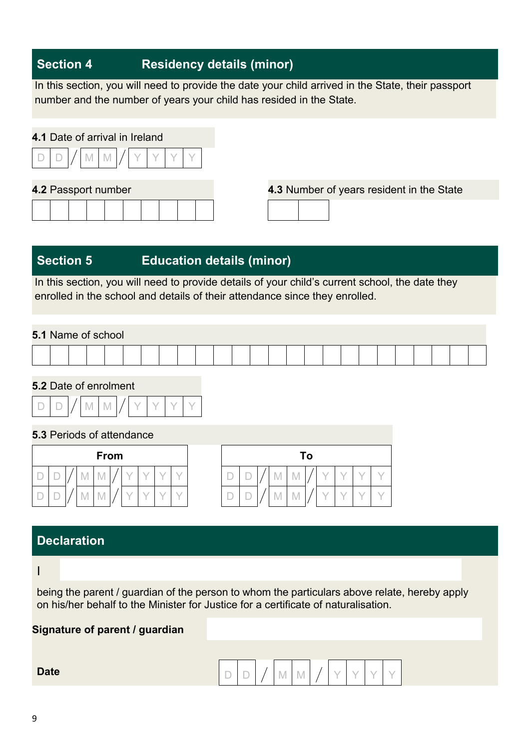## Section 4 Residency details (minor)

In this section, you will need to provide the date your child arrived in the State, their passport number and the number of years your child has resided in the State.

**4.1** Date of arrival in Ireland

D D / M M / Y Y Y Y

**4.2** Passport number

**4.3** Number of years resident in the State

## Section 5 Education details (minor)

In this section, you will need to provide details of your child's current school, the date they enrolled in the school and details of their attendance since they enrolled.

**5.1** Name of school

**5.2** Date of enrolment

D D / M M / Y Y Y Y

**5.3** Periods of attendance

| From | To |
|---|---|
| D D / M M / Y Y Y Y | D D / M M / Y Y Y Y |
| D D / M M / Y Y Y Y | D D / M M / Y Y Y Y |

## Declaration

I

being the parent / guardian of the person to whom the particulars above relate, hereby apply on his/her behalf to the Minister for Justice for a certificate of naturalisation.

**Signature of parent / guardian**

**Date** D D / M M / Y Y Y Y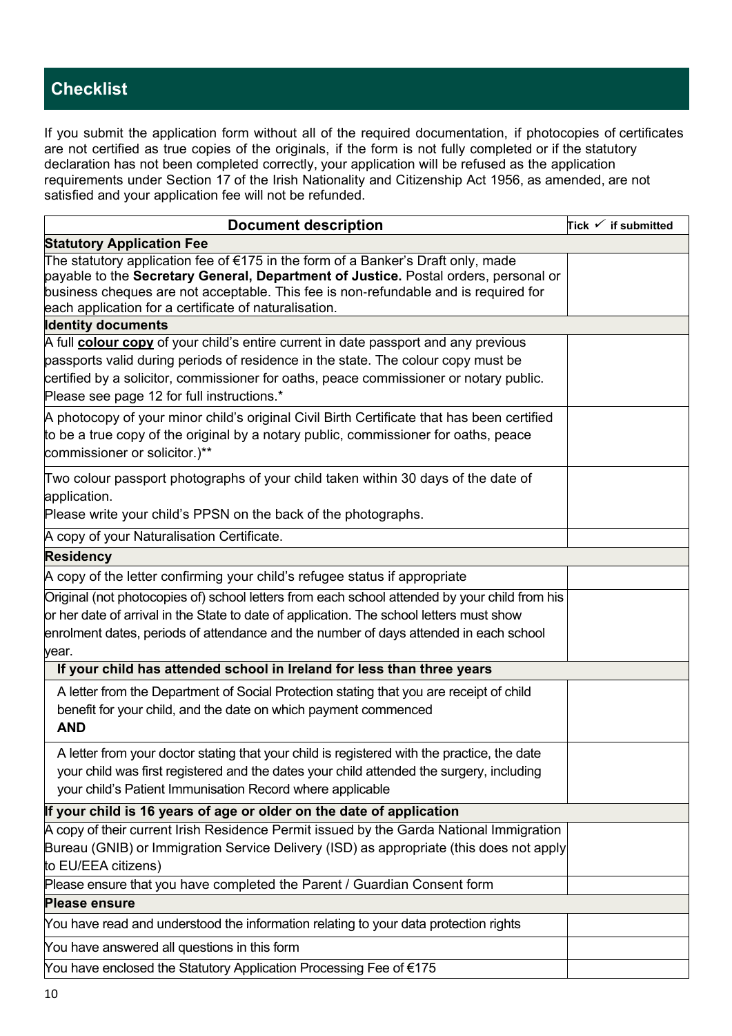## Checklist

If you submit the application form without all of the required documentation, if photocopies of certificates are not certified as true copies of the originals, if the form is not fully completed or if the statutory declaration has not been completed correctly, your application will be refused as the application requirements under Section 17 of the Irish Nationality and Citizenship Act 1956, as amended, are not satisfied and your application fee will not be refunded.

| Document description | Tick ✓ if submitted |
|---|---|
| **Statutory Application Fee** | |
| The statutory application fee of €175 in the form of a Banker's Draft only, made payable to the **Secretary General, Department of Justice.** Postal orders, personal or business cheques are not acceptable. This fee is non-refundable and is required for each application for a certificate of naturalisation. | |
| **Identity documents** | |
| A full **colour copy** of your child's entire current in date passport and any previous passports valid during periods of residence in the state. The colour copy must be certified by a solicitor, commissioner for oaths, peace commissioner or notary public. Please see page 12 for full instructions.* | |
| A photocopy of your minor child's original Civil Birth Certificate that has been certified to be a true copy of the original by a notary public, commissioner for oaths, peace commissioner or solicitor.)** | |
| Two colour passport photographs of your child taken within 30 days of the date of application. Please write your child's PPSN on the back of the photographs. | |
| A copy of your Naturalisation Certificate. | |
| **Residency** | |
| A copy of the letter confirming your child's refugee status if appropriate | |
| Original (not photocopies of) school letters from each school attended by your child from his or her date of arrival in the State to date of application. The school letters must show enrolment dates, periods of attendance and the number of days attended in each school year. | |
| **If your child has attended school in Ireland for less than three years** | |
| A letter from the Department of Social Protection stating that you are receipt of child benefit for your child, and the date on which payment commenced **AND** | |
| A letter from your doctor stating that your child is registered with the practice, the date your child was first registered and the dates your child attended the surgery, including your child's Patient Immunisation Record where applicable | |
| **If your child is 16 years of age or older on the date of application** | |
| A copy of their current Irish Residence Permit issued by the Garda National Immigration Bureau (GNIB) or Immigration Service Delivery (ISD) as appropriate (this does not apply to EU/EEA citizens) | |
| Please ensure that you have completed the Parent / Guardian Consent form | |
| **Please ensure** | |
| You have read and understood the information relating to your data protection rights | |
| You have answered all questions in this form | |
| You have enclosed the Statutory Application Processing Fee of €175 | |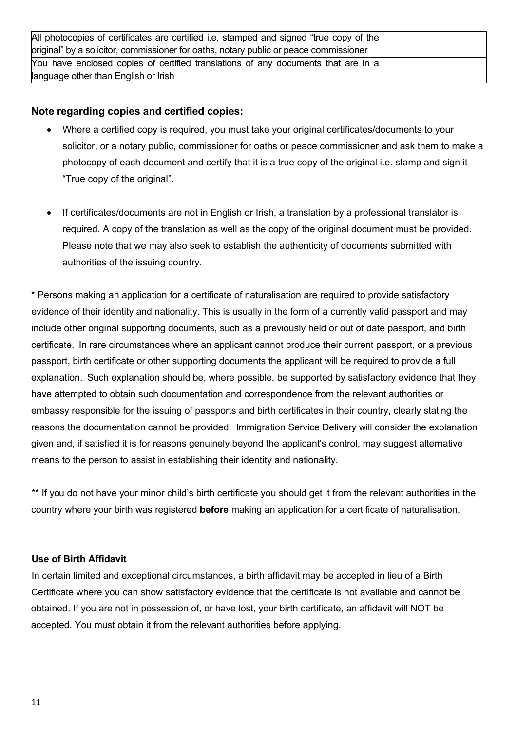| | |
|---|---|
| All photocopies of certificates are certified i.e. stamped and signed "true copy of the original" by a solicitor, commissioner for oaths, notary public or peace commissioner | |
| You have enclosed copies of certified translations of any documents that are in a language other than English or Irish | |

### Note regarding copies and certified copies:

- Where a certified copy is required, you must take your original certificates/documents to your solicitor, or a notary public, commissioner for oaths or peace commissioner and ask them to make a photocopy of each document and certify that it is a true copy of the original i.e. stamp and sign it "True copy of the original".

- If certificates/documents are not in English or Irish, a translation by a professional translator is required. A copy of the translation as well as the copy of the original document must be provided. Please note that we may also seek to establish the authenticity of documents submitted with authorities of the issuing country.

* Persons making an application for a certificate of naturalisation are required to provide satisfactory evidence of their identity and nationality. This is usually in the form of a currently valid passport and may include other original supporting documents, such as a previously held or out of date passport, and birth certificate. In rare circumstances where an applicant cannot produce their current passport, or a previous passport, birth certificate or other supporting documents the applicant will be required to provide a full explanation. Such explanation should be, where possible, be supported by satisfactory evidence that they have attempted to obtain such documentation and correspondence from the relevant authorities or embassy responsible for the issuing of passports and birth certificates in their country, clearly stating the reasons the documentation cannot be provided. Immigration Service Delivery will consider the explanation given and, if satisfied it is for reasons genuinely beyond the applicant's control, may suggest alternative means to the person to assist in establishing their identity and nationality.

** If you do not have your minor child's birth certificate you should get it from the relevant authorities in the country where your birth was registered **before** making an application for a certificate of naturalisation.

#### Use of Birth Affidavit

In certain limited and exceptional circumstances, a birth affidavit may be accepted in lieu of a Birth Certificate where you can show satisfactory evidence that the certificate is not available and cannot be obtained. If you are not in possession of, or have lost, your birth certificate, an affidavit will NOT be accepted. You must obtain it from the relevant authorities before applying.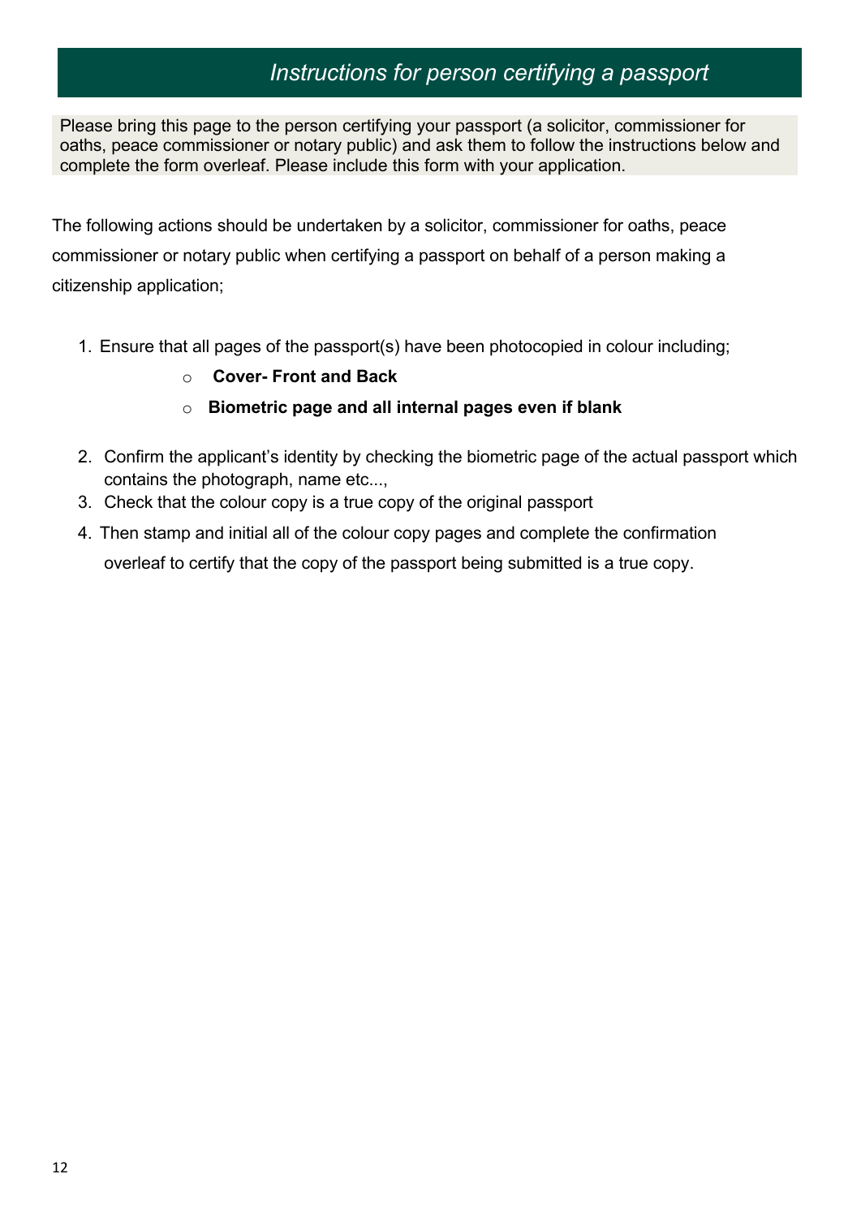# *Instructions for person certifying a passport*

Please bring this page to the person certifying your passport (a solicitor, commissioner for oaths, peace commissioner or notary public) and ask them to follow the instructions below and complete the form overleaf. Please include this form with your application.

The following actions should be undertaken by a solicitor, commissioner for oaths, peace commissioner or notary public when certifying a passport on behalf of a person making a citizenship application;

1. Ensure that all pages of the passport(s) have been photocopied in colour including;
   - **Cover- Front and Back**
   - **Biometric page and all internal pages even if blank**
2. Confirm the applicant's identity by checking the biometric page of the actual passport which contains the photograph, name etc...,
3. Check that the colour copy is a true copy of the original passport
4. Then stamp and initial all of the colour copy pages and complete the confirmation overleaf to certify that the copy of the passport being submitted is a true copy.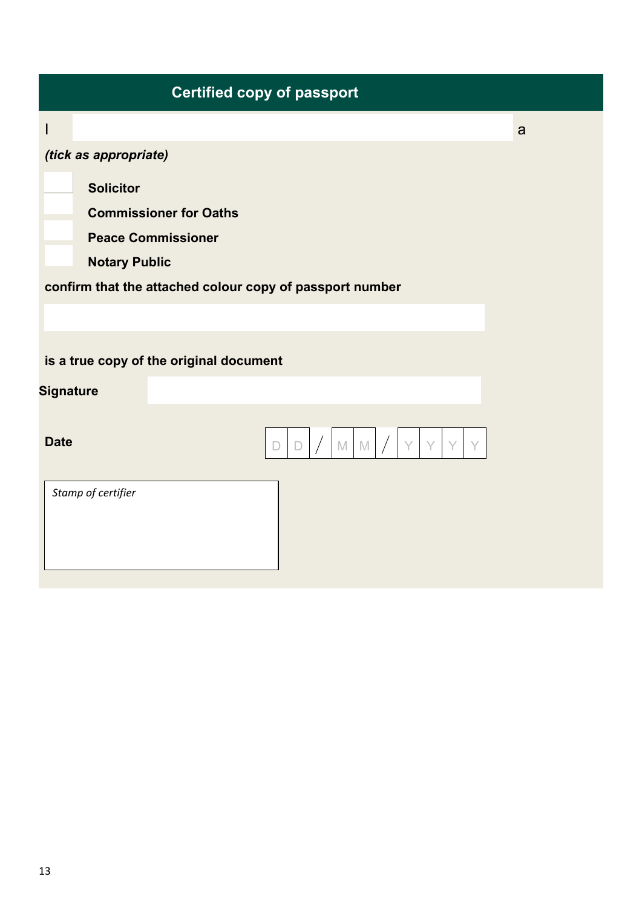## Certified copy of passport

I ______________________________ a

*(tick as appropriate)*

- ☐ **Solicitor**
- ☐ **Commissioner for Oaths**
- ☐ **Peace Commissioner**
- ☐ **Notary Public**

**confirm that the attached colour copy of passport number**

______________________________

**is a true copy of the original document**

**Signature** ______________________________

**Date** D D / M M / Y Y Y Y

*Stamp of certifier*